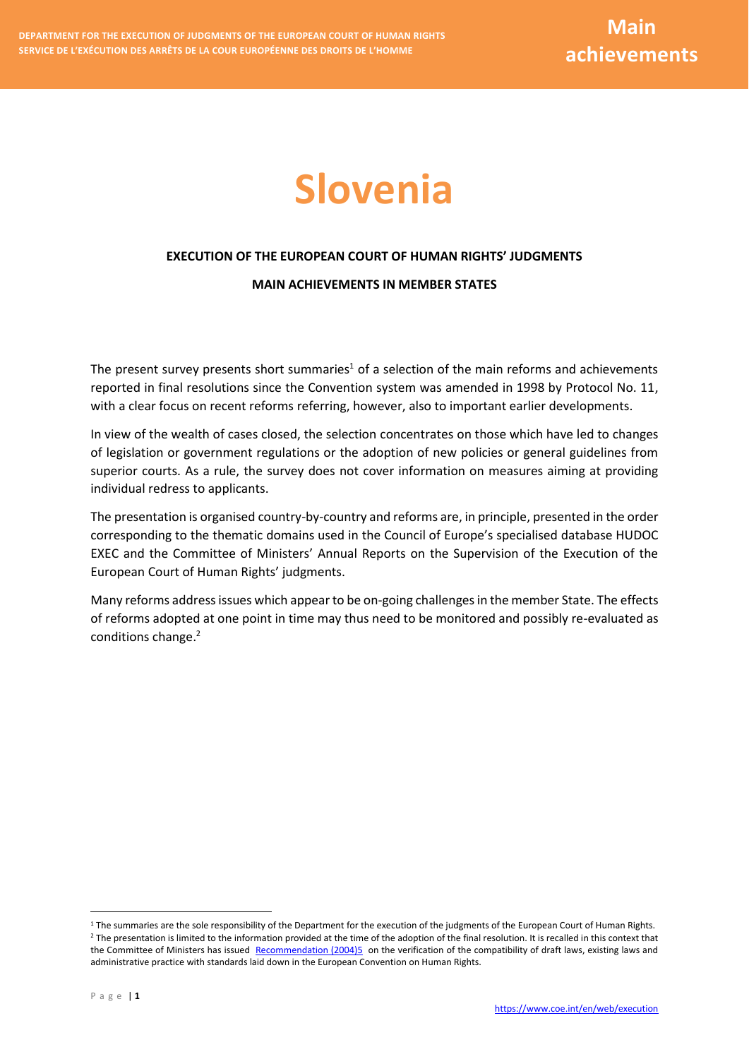# Slovenia

**EXECUTION OF THE EUROPEAN COURT OF HUMAN RIGHTS' JUDGMENTS**

**MAIN ACHIEVEMENTS IN MEMBER STATES**

The present survey presents short summaries[1] of a selection of the main reforms and achievements reported in final resolutions since the Convention system was amended in 1998 by Protocol No. 11, with a clear focus on recent reforms referring, however, also to important earlier developments.

In view of the wealth of cases closed, the selection concentrates on those which have led to changes of legislation or government regulations or the adoption of new policies or general guidelines from superior courts. As a rule, the survey does not cover information on measures aiming at providing individual redress to applicants.

The presentation is organised country-by-country and reforms are, in principle, presented in the order corresponding to the thematic domains used in the Council of Europe's specialised database HUDOC EXEC and the Committee of Ministers' Annual Reports on the Supervision of the Execution of the European Court of Human Rights' judgments.

Many reforms address issues which appear to be on-going challenges in the member State. The effects of reforms adopted at one point in time may thus need to be monitored and possibly re-evaluated as conditions change.[2]

---

[1] The summaries are the sole responsibility of the Department for the execution of the judgments of the European Court of Human Rights.

[2] The presentation is limited to the information provided at the time of the adoption of the final resolution. It is recalled in this context that the Committee of Ministers has issued Recommendation (2004)5 on the verification of the compatibility of draft laws, existing laws and administrative practice with standards laid down in the European Convention on Human Rights.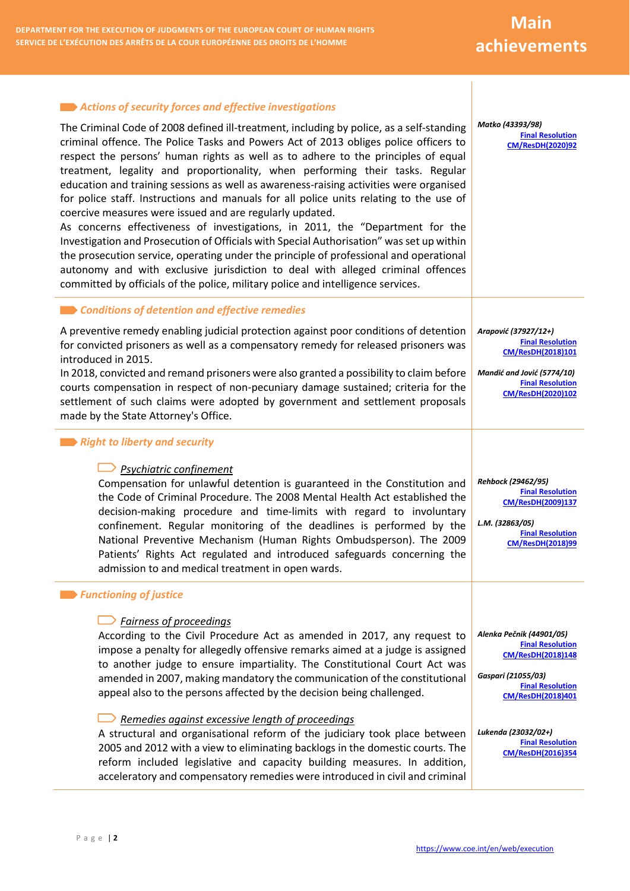## Actions of security forces and effective investigations

The Criminal Code of 2008 defined ill-treatment, including by police, as a self-standing criminal offence. The Police Tasks and Powers Act of 2013 obliges police officers to respect the persons' human rights as well as to adhere to the principles of equal treatment, legality and proportionality, when performing their tasks. Regular education and training sessions as well as awareness-raising activities were organised for police staff. Instructions and manuals for all police units relating to the use of coercive measures were issued and are regularly updated.

As concerns effectiveness of investigations, in 2011, the "Department for the Investigation and Prosecution of Officials with Special Authorisation" was set up within the prosecution service, operating under the principle of professional and operational autonomy and with exclusive jurisdiction to deal with alleged criminal offences committed by officials of the police, military police and intelligence services.

*Matko (43393/98)*
Final Resolution CM/ResDH(2020)92

## Conditions of detention and effective remedies

A preventive remedy enabling judicial protection against poor conditions of detention for convicted prisoners as well as a compensatory remedy for released prisoners was introduced in 2015.

In 2018, convicted and remand prisoners were also granted a possibility to claim before courts compensation in respect of non-pecuniary damage sustained; criteria for the settlement of such claims were adopted by government and settlement proposals made by the State Attorney's Office.

*Arapović (37927/12+)*
Final Resolution CM/ResDH(2018)101

*Mandić and Jović (5774/10)*
Final Resolution CM/ResDH(2020)102

## Right to liberty and security

### Psychiatric confinement

Compensation for unlawful detention is guaranteed in the Constitution and the Code of Criminal Procedure. The 2008 Mental Health Act established the decision-making procedure and time-limits with regard to involuntary confinement. Regular monitoring of the deadlines is performed by the National Preventive Mechanism (Human Rights Ombudsperson). The 2009 Patients' Rights Act regulated and introduced safeguards concerning the admission to and medical treatment in open wards.

*Rehbock (29462/95)*
Final Resolution CM/ResDH(2009)137

*L.M. (32863/05)*
Final Resolution CM/ResDH(2018)99

## Functioning of justice

### Fairness of proceedings

According to the Civil Procedure Act as amended in 2017, any request to impose a penalty for allegedly offensive remarks aimed at a judge is assigned to another judge to ensure impartiality. The Constitutional Court Act was amended in 2007, making mandatory the communication of the constitutional appeal also to the persons affected by the decision being challenged.

*Alenka Pečnik (44901/05)*
Final Resolution CM/ResDH(2018)148

*Gaspari (21055/03)*
Final Resolution CM/ResDH(2018)401

### Remedies against excessive length of proceedings

A structural and organisational reform of the judiciary took place between 2005 and 2012 with a view to eliminating backlogs in the domestic courts. The reform included legislative and capacity building measures. In addition, acceleratory and compensatory remedies were introduced in civil and criminal

*Lukenda (23032/02+)*
Final Resolution CM/ResDH(2016)354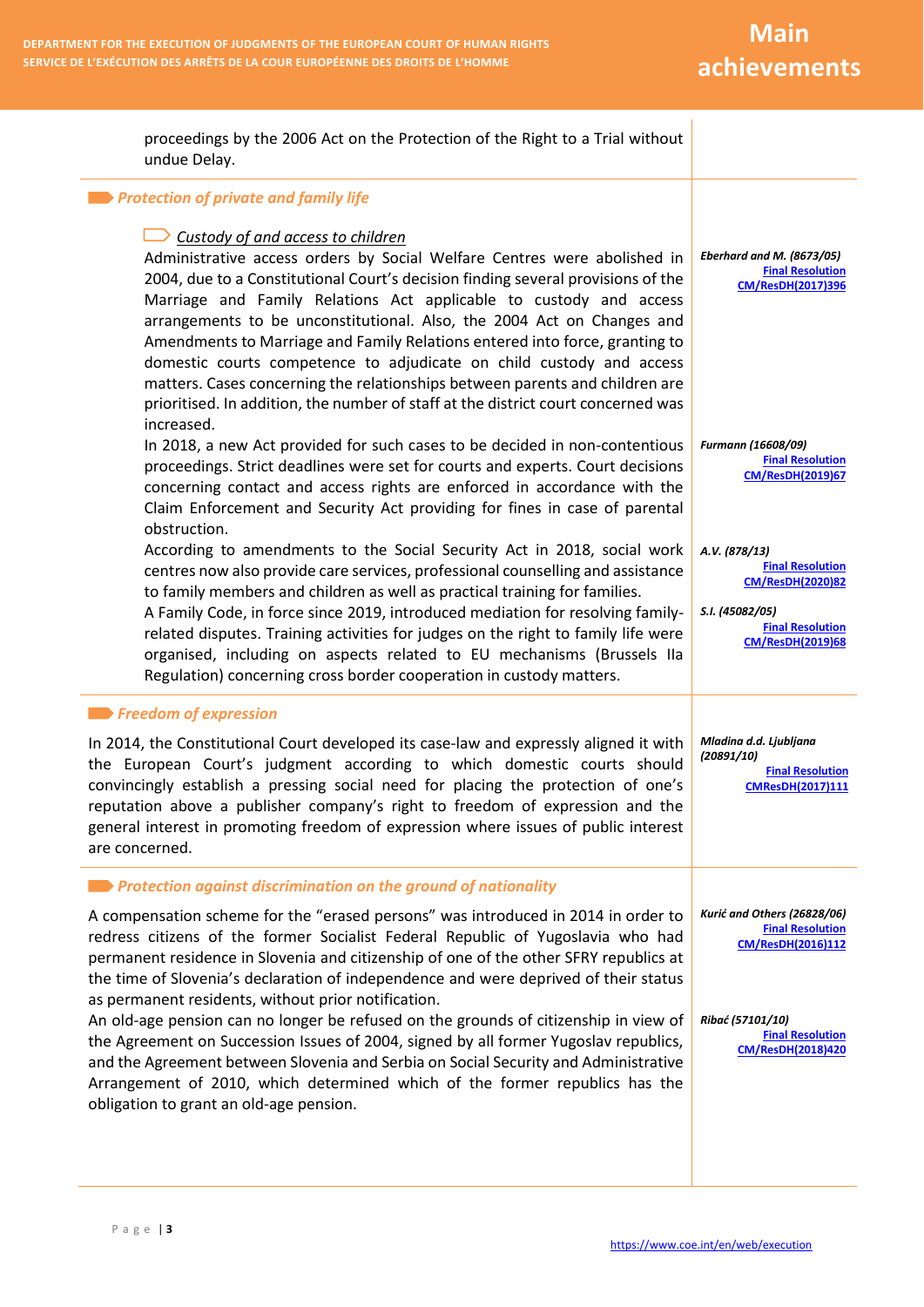proceedings by the 2006 Act on the Protection of the Right to a Trial without undue Delay.

## *Protection of private and family life*

### *Custody of and access to children*

Administrative access orders by Social Welfare Centres were abolished in 2004, due to a Constitutional Court's decision finding several provisions of the Marriage and Family Relations Act applicable to custody and access arrangements to be unconstitutional. Also, the 2004 Act on Changes and Amendments to Marriage and Family Relations entered into force, granting to domestic courts competence to adjudicate on child custody and access matters. Cases concerning the relationships between parents and children are prioritised. In addition, the number of staff at the district court concerned was increased.

*Eberhard and M. (8673/05)* — Final Resolution CM/ResDH(2017)396

In 2018, a new Act provided for such cases to be decided in non-contentious proceedings. Strict deadlines were set for courts and experts. Court decisions concerning contact and access rights are enforced in accordance with the Claim Enforcement and Security Act providing for fines in case of parental obstruction.

*Furmann (16608/09)* — Final Resolution CM/ResDH(2019)67

According to amendments to the Social Security Act in 2018, social work centres now also provide care services, professional counselling and assistance to family members and children as well as practical training for families.

*A.V. (878/13)* — Final Resolution CM/ResDH(2020)82

A Family Code, in force since 2019, introduced mediation for resolving family-related disputes. Training activities for judges on the right to family life were organised, including on aspects related to EU mechanisms (Brussels IIa Regulation) concerning cross border cooperation in custody matters.

*S.I. (45082/05)* — Final Resolution CM/ResDH(2019)68

## *Freedom of expression*

In 2014, the Constitutional Court developed its case-law and expressly aligned it with the European Court's judgment according to which domestic courts should convincingly establish a pressing social need for placing the protection of one's reputation above a publisher company's right to freedom of expression and the general interest in promoting freedom of expression where issues of public interest are concerned.

*Mladina d.d. Ljubljana (20891/10)* — Final Resolution CMResDH(2017)111

## *Protection against discrimination on the ground of nationality*

A compensation scheme for the "erased persons" was introduced in 2014 in order to redress citizens of the former Socialist Federal Republic of Yugoslavia who had permanent residence in Slovenia and citizenship of one of the other SFRY republics at the time of Slovenia's declaration of independence and were deprived of their status as permanent residents, without prior notification.

*Kurić and Others (26828/06)* — Final Resolution CM/ResDH(2016)112

An old-age pension can no longer be refused on the grounds of citizenship in view of the Agreement on Succession Issues of 2004, signed by all former Yugoslav republics, and the Agreement between Slovenia and Serbia on Social Security and Administrative Arrangement of 2010, which determined which of the former republics has the obligation to grant an old-age pension.

*Ribać (57101/10)* — Final Resolution CM/ResDH(2018)420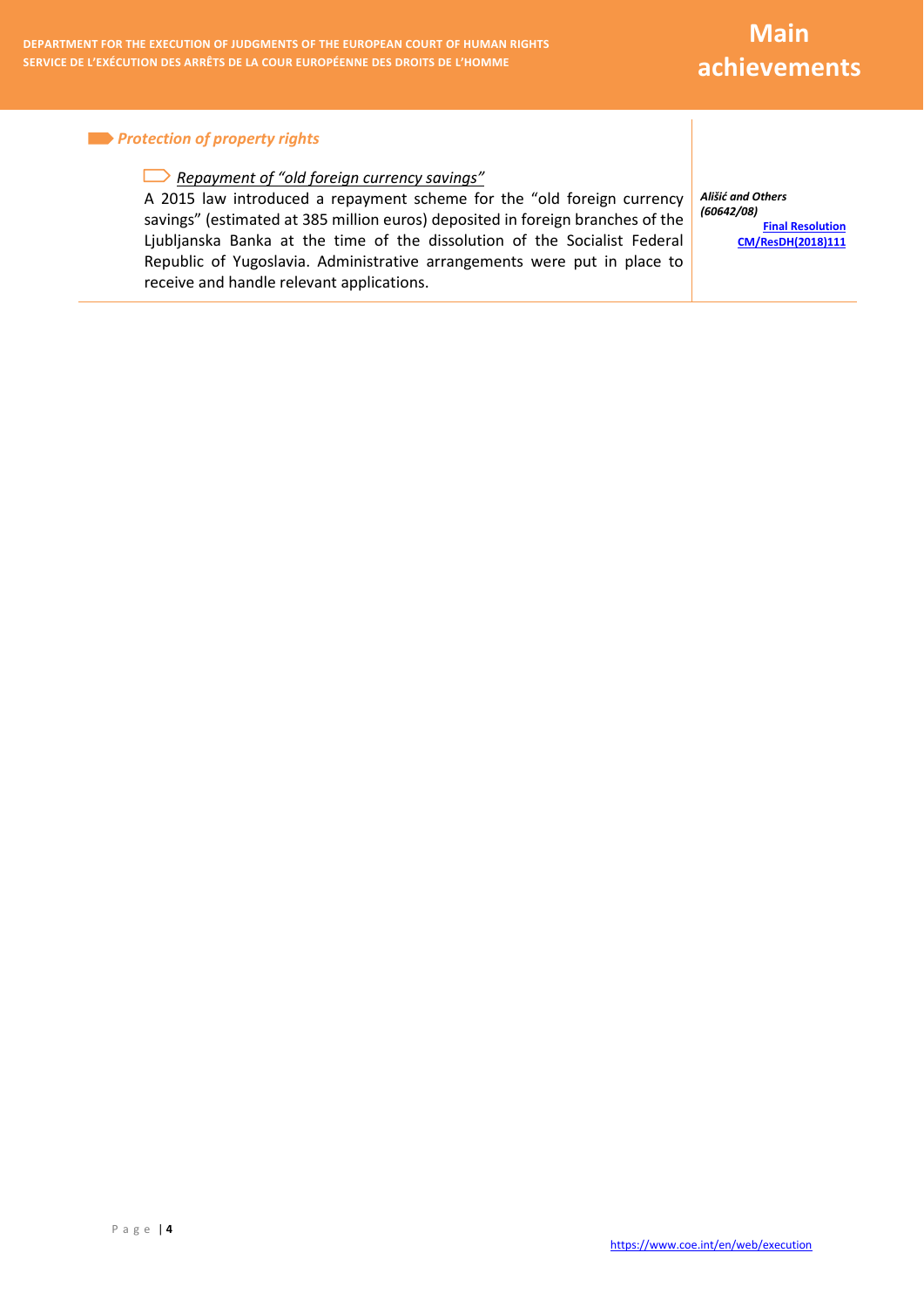### *Protection of property rights*

#### *Repayment of "old foreign currency savings"*

A 2015 law introduced a repayment scheme for the "old foreign currency savings" (estimated at 385 million euros) deposited in foreign branches of the Ljubljanska Banka at the time of the dissolution of the Socialist Federal Republic of Yugoslavia. Administrative arrangements were put in place to receive and handle relevant applications.

***Ališić and Others (60642/08)***

**Final Resolution CM/ResDH(2018)111**